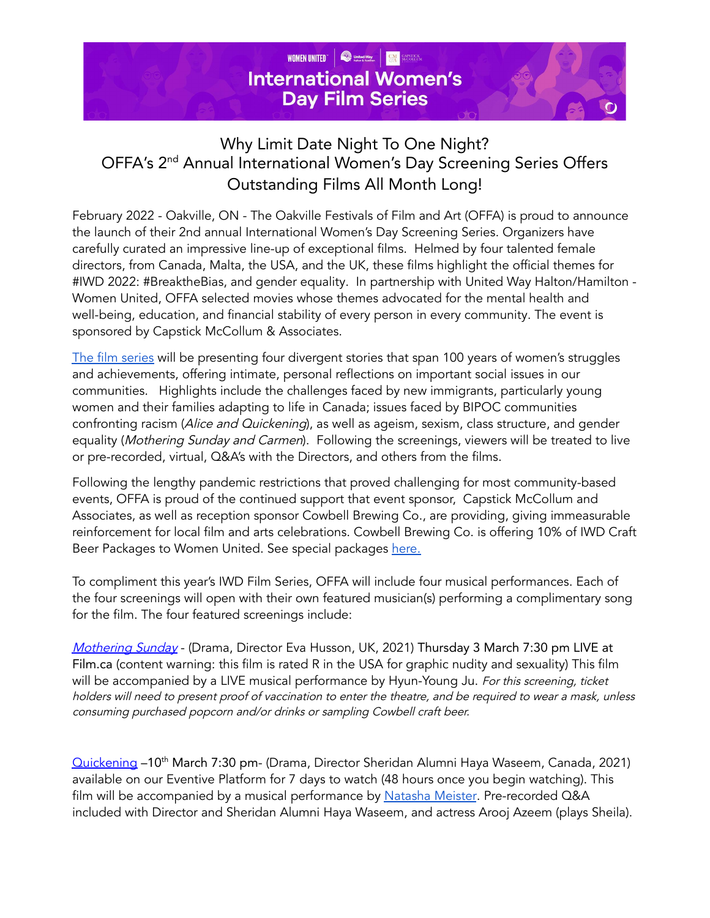WOMEN UNITED | United Way Halton & Hamilton | Capstick McCollum

# International Women's Day Film Series

## Why Limit Date Night To One Night?
## OFFA's 2nd Annual International Women's Day Screening Series Offers Outstanding Films All Month Long!

February 2022 - Oakville, ON - The Oakville Festivals of Film and Art (OFFA) is proud to announce the launch of their 2nd annual International Women's Day Screening Series. Organizers have carefully curated an impressive line-up of exceptional films. Helmed by four talented female directors, from Canada, Malta, the USA, and the UK, these films highlight the official themes for #IWD 2022: #BreaktheBias, and gender equality. In partnership with United Way Halton/Hamilton - Women United, OFFA selected movies whose themes advocated for the mental health and well-being, education, and financial stability of every person in every community. The event is sponsored by Capstick McCollum & Associates.

The film series will be presenting four divergent stories that span 100 years of women's struggles and achievements, offering intimate, personal reflections on important social issues in our communities. Highlights include the challenges faced by new immigrants, particularly young women and their families adapting to life in Canada; issues faced by BIPOC communities confronting racism (*Alice and Quickening*), as well as ageism, sexism, class structure, and gender equality (*Mothering Sunday and Carmen*). Following the screenings, viewers will be treated to live or pre-recorded, virtual, Q&A's with the Directors, and others from the films.

Following the lengthy pandemic restrictions that proved challenging for most community-based events, OFFA is proud of the continued support that event sponsor, Capstick McCollum and Associates, as well as reception sponsor Cowbell Brewing Co., are providing, giving immeasurable reinforcement for local film and arts celebrations. Cowbell Brewing Co. is offering 10% of IWD Craft Beer Packages to Women United. See special packages here.

To compliment this year's IWD Film Series, OFFA will include four musical performances. Each of the four screenings will open with their own featured musician(s) performing a complimentary song for the film. The four featured screenings include:

*Mothering Sunday* - (Drama, Director Eva Husson, UK, 2021) **Thursday 3 March 7:30 pm LIVE at Film.ca** (content warning: this film is rated R in the USA for graphic nudity and sexuality) This film will be accompanied by a LIVE musical performance by Hyun-Young Ju. *For this screening, ticket holders will need to present proof of vaccination to enter the theatre, and be required to wear a mask, unless consuming purchased popcorn and/or drinks or sampling Cowbell craft beer.*

Quickening –**10th March 7:30 pm**- (Drama, Director Sheridan Alumni Haya Waseem, Canada, 2021) available on our Eventive Platform for 7 days to watch (48 hours once you begin watching). This film will be accompanied by a musical performance by Natasha Meister. Pre-recorded Q&A included with Director and Sheridan Alumni Haya Waseem, and actress Arooj Azeem (plays Sheila).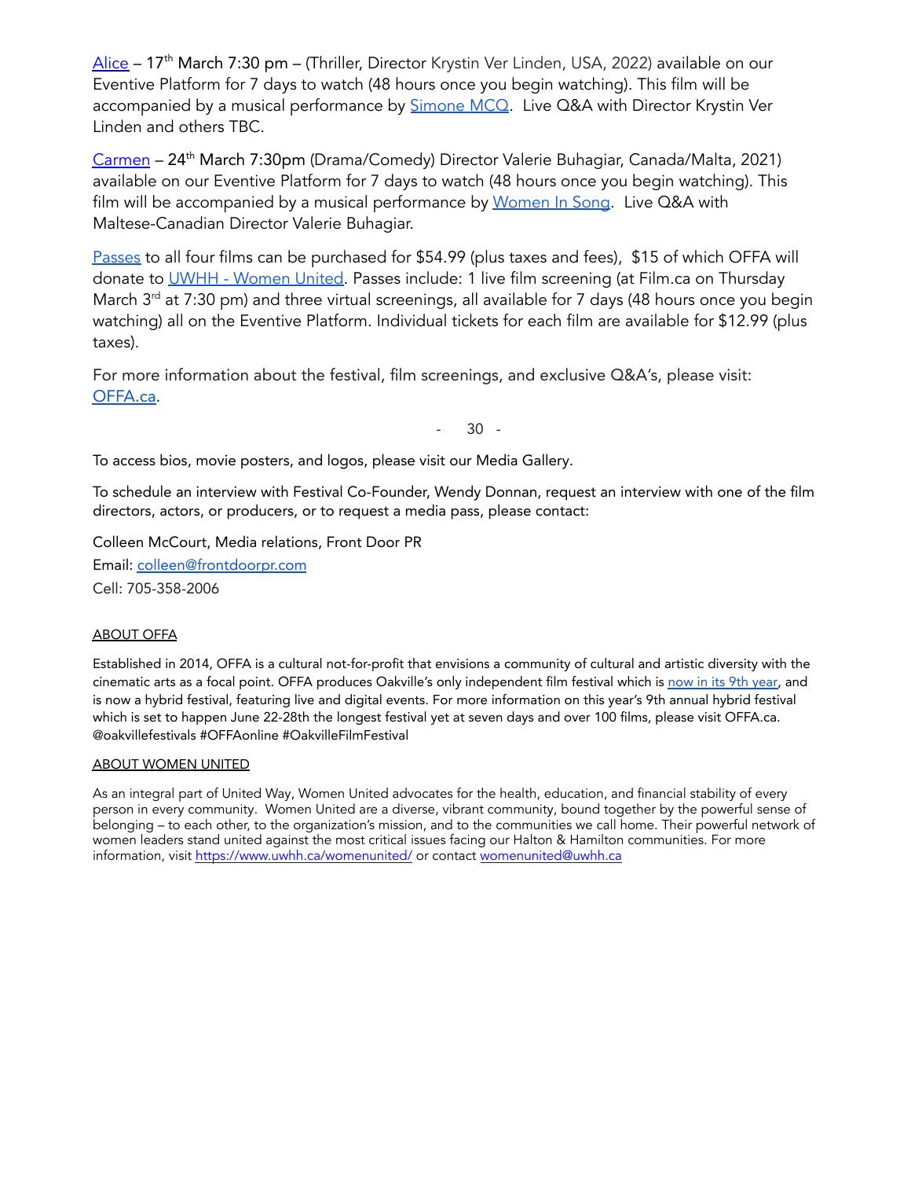Alice – 17th March 7:30 pm – (Thriller, Director Krystin Ver Linden, USA, 2022) available on our Eventive Platform for 7 days to watch (48 hours once you begin watching). This film will be accompanied by a musical performance by Simone MCQ. Live Q&A with Director Krystin Ver Linden and others TBC.

Carmen – 24th March 7:30pm (Drama/Comedy) Director Valerie Buhagiar, Canada/Malta, 2021) available on our Eventive Platform for 7 days to watch (48 hours once you begin watching). This film will be accompanied by a musical performance by Women In Song. Live Q&A with Maltese-Canadian Director Valerie Buhagiar.

Passes to all four films can be purchased for $54.99 (plus taxes and fees), $15 of which OFFA will donate to UWHH - Women United. Passes include: 1 live film screening (at Film.ca on Thursday March 3rd at 7:30 pm) and three virtual screenings, all available for 7 days (48 hours once you begin watching) all on the Eventive Platform. Individual tickets for each film are available for $12.99 (plus taxes).

For more information about the festival, film screenings, and exclusive Q&A's, please visit: OFFA.ca.

\- 30 -

To access bios, movie posters, and logos, please visit our Media Gallery.

To schedule an interview with Festival Co-Founder, Wendy Donnan, request an interview with one of the film directors, actors, or producers, or to request a media pass, please contact:

Colleen McCourt, Media relations, Front Door PR

Email: colleen@frontdoorpr.com

Cell: 705-358-2006

## ABOUT OFFA

Established in 2014, OFFA is a cultural not-for-profit that envisions a community of cultural and artistic diversity with the cinematic arts as a focal point. OFFA produces Oakville's only independent film festival which is now in its 9th year, and is now a hybrid festival, featuring live and digital events. For more information on this year's 9th annual hybrid festival which is set to happen June 22-28th the longest festival yet at seven days and over 100 films, please visit OFFA.ca. @oakvillefestivals #OFFAonline #OakvilleFilmFestival

## ABOUT WOMEN UNITED

As an integral part of United Way, Women United advocates for the health, education, and financial stability of every person in every community. Women United are a diverse, vibrant community, bound together by the powerful sense of belonging – to each other, to the organization's mission, and to the communities we call home. Their powerful network of women leaders stand united against the most critical issues facing our Halton & Hamilton communities. For more information, visit https://www.uwhh.ca/womenunited/ or contact womenunited@uwhh.ca